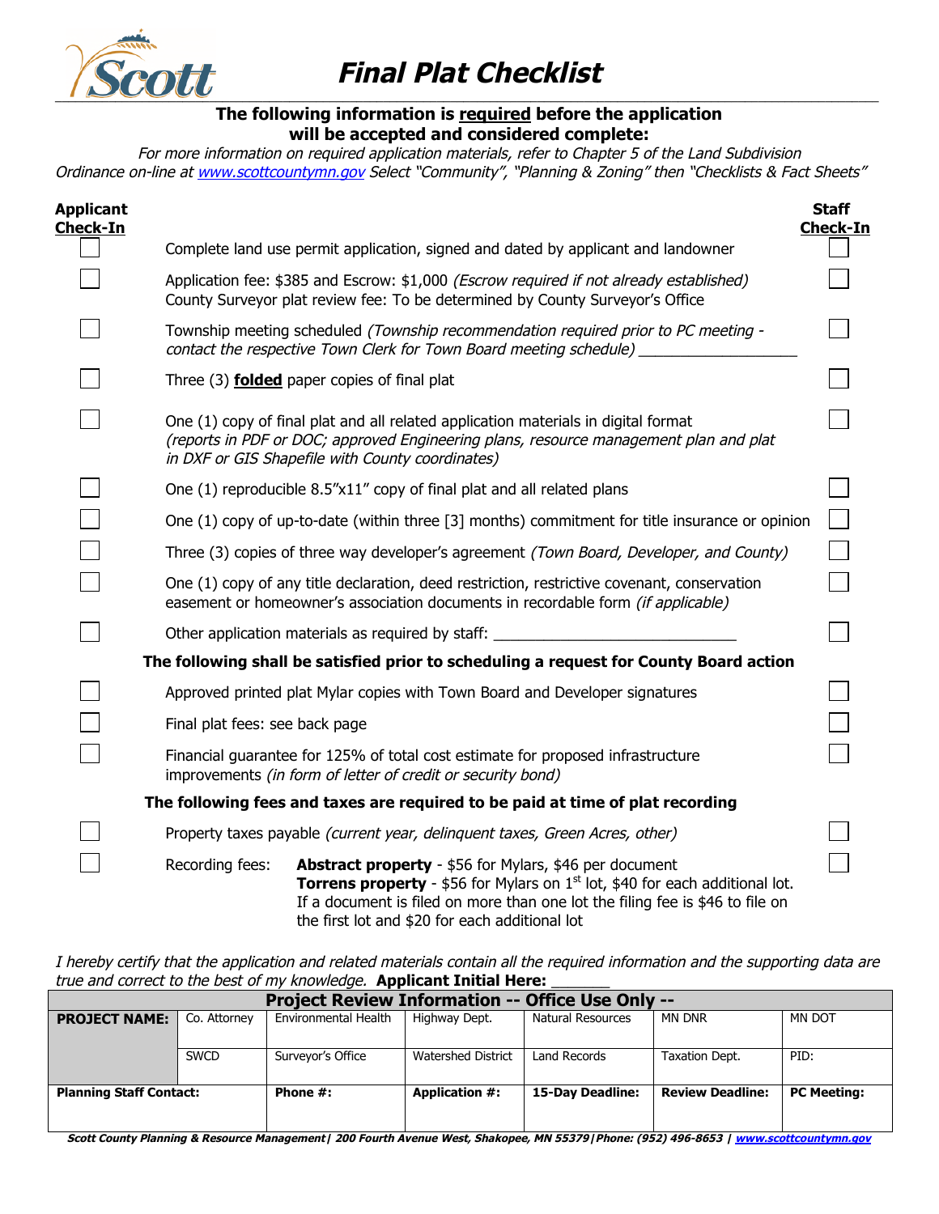# Final Plat Checklist

**The following information is required before the application will be accepted and considered complete:**

*For more information on required application materials, refer to Chapter 5 of the Land Subdivision Ordinance on-line at www.scottcountymn.gov Select "Community", "Planning & Zoning" then "Checklists & Fact Sheets"*

| Applicant Check-In | | Staff Check-In |
|---|---|---|
| ☐ | Complete land use permit application, signed and dated by applicant and landowner | ☐ |
| ☐ | Application fee: $385 and Escrow: $1,000 *(Escrow required if not already established)*<br>County Surveyor plat review fee: To be determined by County Surveyor's Office | ☐ |
| ☐ | Township meeting scheduled *(Township recommendation required prior to PC meeting - contact the respective Town Clerk for Town Board meeting schedule)* __________________ | ☐ |
| ☐ | Three (3) **folded** paper copies of final plat | ☐ |
| ☐ | One (1) copy of final plat and all related application materials in digital format *(reports in PDF or DOC; approved Engineering plans, resource management plan and plat in DXF or GIS Shapefile with County coordinates)* | ☐ |
| ☐ | One (1) reproducible 8.5"x11" copy of final plat and all related plans | ☐ |
| ☐ | One (1) copy of up-to-date (within three [3] months) commitment for title insurance or opinion | ☐ |
| ☐ | Three (3) copies of three way developer's agreement *(Town Board, Developer, and County)* | ☐ |
| ☐ | One (1) copy of any title declaration, deed restriction, restrictive covenant, conservation easement or homeowner's association documents in recordable form *(if applicable)* | ☐ |
| ☐ | Other application materials as required by staff: ____________________________ | ☐ |
| | **The following shall be satisfied prior to scheduling a request for County Board action** | |
| ☐ | Approved printed plat Mylar copies with Town Board and Developer signatures | ☐ |
| ☐ | Final plat fees: see back page | ☐ |
| ☐ | Financial guarantee for 125% of total cost estimate for proposed infrastructure improvements *(in form of letter of credit or security bond)* | ☐ |
| | **The following fees and taxes are required to be paid at time of plat recording** | |
| ☐ | Property taxes payable *(current year, delinquent taxes, Green Acres, other)* | ☐ |
| ☐ | Recording fees: **Abstract property** - $56 for Mylars, $46 per document<br>**Torrens property** - $56 for Mylars on 1st lot, $40 for each additional lot. If a document is filed on more than one lot the filing fee is $46 to file on the first lot and $20 for each additional lot | ☐ |

*I hereby certify that the application and related materials contain all the required information and the supporting data are true and correct to the best of my knowledge.* **Applicant Initial Here:** _______

| **Project Review Information -- Office Use Only --** | | | | | | |
|---|---|---|---|---|---|---|
| **PROJECT NAME:** | Co. Attorney | Environmental Health | Highway Dept. | Natural Resources | MN DNR | MN DOT |
| | SWCD | Surveyor's Office | Watershed District | Land Records | Taxation Dept. | PID: |
| **Planning Staff Contact:** | | **Phone #:** | **Application #:** | **15-Day Deadline:** | **Review Deadline:** | **PC Meeting:** |

*Scott County Planning & Resource Management | 200 Fourth Avenue West, Shakopee, MN 55379 | Phone: (952) 496-8653 | www.scottcountymn.gov*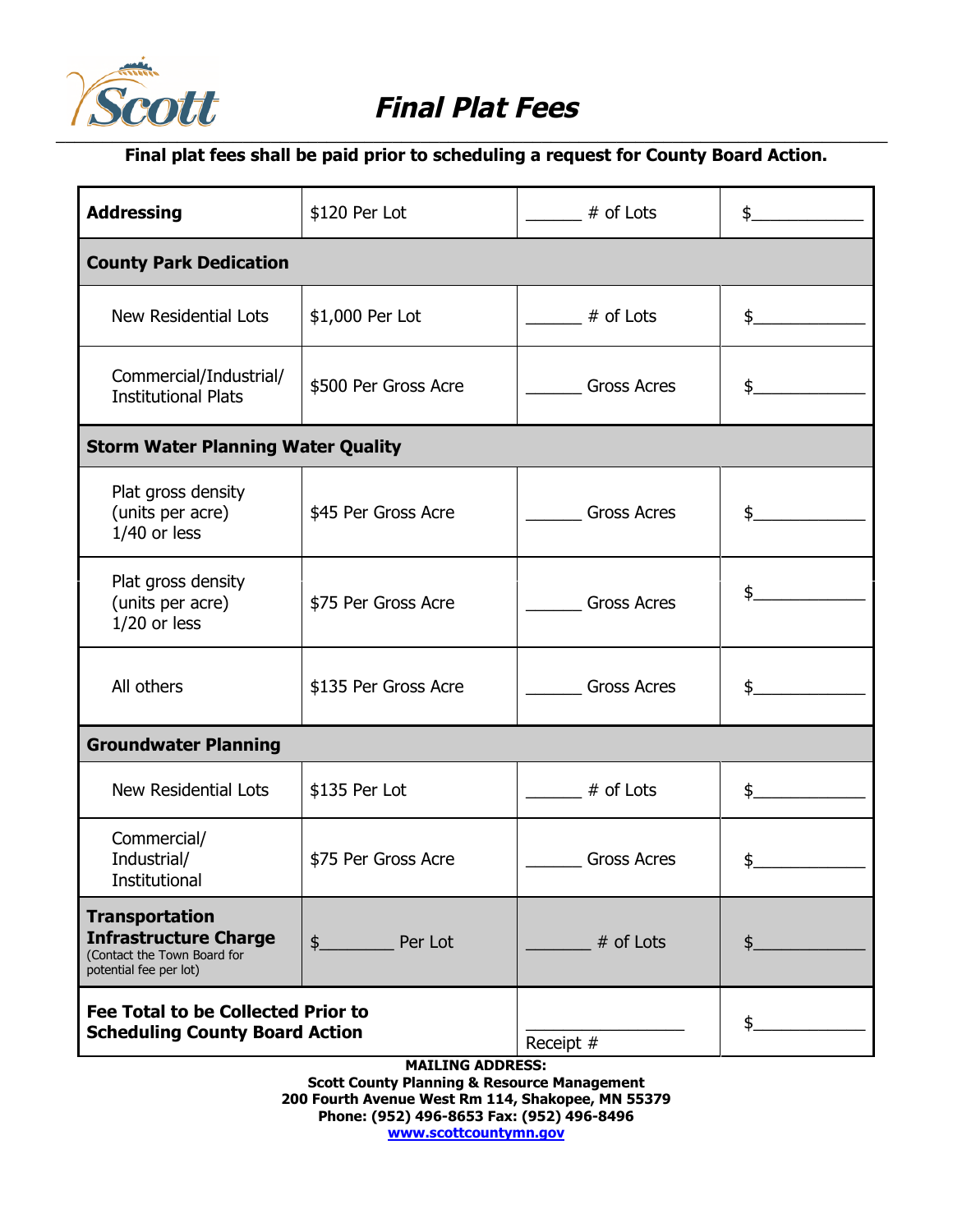# Final Plat Fees

**Final plat fees shall be paid prior to scheduling a request for County Board Action.**

| | | | |
|---|---|---|---|
| **Addressing** | $120 Per Lot | ______ # of Lots | $___________ |
| **County Park Dedication** | | | |
| New Residential Lots | $1,000 Per Lot | ______ # of Lots | $___________ |
| Commercial/Industrial/ Institutional Plats | $500 Per Gross Acre | ______ Gross Acres | $___________ |
| **Storm Water Planning Water Quality** | | | |
| Plat gross density (units per acre) 1/40 or less | $45 Per Gross Acre | ______ Gross Acres | $___________ |
| Plat gross density (units per acre) 1/20 or less | $75 Per Gross Acre | ______ Gross Acres | $___________ |
| All others | $135 Per Gross Acre | ______ Gross Acres | $___________ |
| **Groundwater Planning** | | | |
| New Residential Lots | $135 Per Lot | ______ # of Lots | $___________ |
| Commercial/ Industrial/ Institutional | $75 Per Gross Acre | ______ Gross Acres | $___________ |
| **Transportation Infrastructure Charge** (Contact the Town Board for potential fee per lot) | $________ Per Lot | _______ # of Lots | $___________ |
| **Fee Total to be Collected Prior to Scheduling County Board Action** | | ________________ Receipt # | $___________ |

**MAILING ADDRESS:**
**Scott County Planning & Resource Management**
**200 Fourth Avenue West Rm 114, Shakopee, MN 55379**
**Phone: (952) 496-8653 Fax: (952) 496-8496**
**www.scottcountymn.gov**